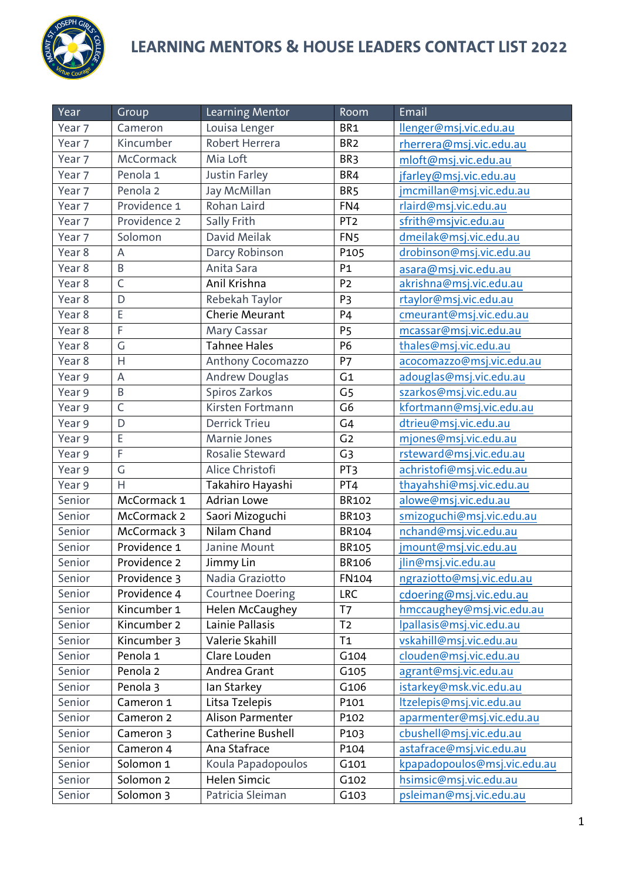# LEARNING MENTORS & HOUSE LEADERS CONTACT LIST 2022

| Year | Group | Learning Mentor | Room | Email |
|---|---|---|---|---|
| Year 7 | Cameron | Louisa Lenger | BR1 | llenger@msj.vic.edu.au |
| Year 7 | Kincumber | Robert Herrera | BR2 | rherrera@msj.vic.edu.au |
| Year 7 | McCormack | Mia Loft | BR3 | mloft@msj.vic.edu.au |
| Year 7 | Penola 1 | Justin Farley | BR4 | jfarley@msj.vic.edu.au |
| Year 7 | Penola 2 | Jay McMillan | BR5 | jmcmillan@msj.vic.edu.au |
| Year 7 | Providence 1 | Rohan Laird | FN4 | rlaird@msj.vic.edu.au |
| Year 7 | Providence 2 | Sally Frith | PT2 | sfrith@msjvic.edu.au |
| Year 7 | Solomon | David Meilak | FN5 | dmeilak@msj.vic.edu.au |
| Year 8 | A | Darcy Robinson | P105 | drobinson@msj.vic.edu.au |
| Year 8 | B | Anita Sara | P1 | asara@msj.vic.edu.au |
| Year 8 | C | Anil Krishna | P2 | akrishna@msj.vic.edu.au |
| Year 8 | D | Rebekah Taylor | P3 | rtaylor@msj.vic.edu.au |
| Year 8 | E | Cherie Meurant | P4 | cmeurant@msj.vic.edu.au |
| Year 8 | F | Mary Cassar | P5 | mcassar@msj.vic.edu.au |
| Year 8 | G | Tahnee Hales | P6 | thales@msj.vic.edu.au |
| Year 8 | H | Anthony Cocomazzo | P7 | acocomazzo@msj.vic.edu.au |
| Year 9 | A | Andrew Douglas | G1 | adouglas@msj.vic.edu.au |
| Year 9 | B | Spiros Zarkos | G5 | szarkos@msj.vic.edu.au |
| Year 9 | C | Kirsten Fortmann | G6 | kfortmann@msj.vic.edu.au |
| Year 9 | D | Derrick Trieu | G4 | dtrieu@msj.vic.edu.au |
| Year 9 | E | Marnie Jones | G2 | mjones@msj.vic.edu.au |
| Year 9 | F | Rosalie Steward | G3 | rsteward@msj.vic.edu.au |
| Year 9 | G | Alice Christofi | PT3 | achristofi@msj.vic.edu.au |
| Year 9 | H | Takahiro Hayashi | PT4 | thayahshi@msj.vic.edu.au |
| Senior | McCormack 1 | Adrian Lowe | BR102 | alowe@msj.vic.edu.au |
| Senior | McCormack 2 | Saori Mizoguchi | BR103 | smizoguchi@msj.vic.edu.au |
| Senior | McCormack 3 | Nilam Chand | BR104 | nchand@msj.vic.edu.au |
| Senior | Providence 1 | Janine Mount | BR105 | jmount@msj.vic.edu.au |
| Senior | Providence 2 | Jimmy Lin | BR106 | jlin@msj.vic.edu.au |
| Senior | Providence 3 | Nadia Graziotto | FN104 | ngraziotto@msj.vic.edu.au |
| Senior | Providence 4 | Courtnee Doering | LRC | cdoering@msj.vic.edu.au |
| Senior | Kincumber 1 | Helen McCaughey | T7 | hmccaughey@msj.vic.edu.au |
| Senior | Kincumber 2 | Lainie Pallasis | T2 | lpallasis@msj.vic.edu.au |
| Senior | Kincumber 3 | Valerie Skahill | T1 | vskahill@msj.vic.edu.au |
| Senior | Penola 1 | Clare Louden | G104 | clouden@msj.vic.edu.au |
| Senior | Penola 2 | Andrea Grant | G105 | agrant@msj.vic.edu.au |
| Senior | Penola 3 | Ian Starkey | G106 | istarkey@msk.vic.edu.au |
| Senior | Cameron 1 | Litsa Tzelepis | P101 | ltzelepis@msj.vic.edu.au |
| Senior | Cameron 2 | Alison Parmenter | P102 | aparmenter@msj.vic.edu.au |
| Senior | Cameron 3 | Catherine Bushell | P103 | cbushell@msj.vic.edu.au |
| Senior | Cameron 4 | Ana Stafrace | P104 | astafrace@msj.vic.edu.au |
| Senior | Solomon 1 | Koula Papadopoulos | G101 | kpapadopoulos@msj.vic.edu.au |
| Senior | Solomon 2 | Helen Simcic | G102 | hsimsic@msj.vic.edu.au |
| Senior | Solomon 3 | Patricia Sleiman | G103 | psleiman@msj.vic.edu.au |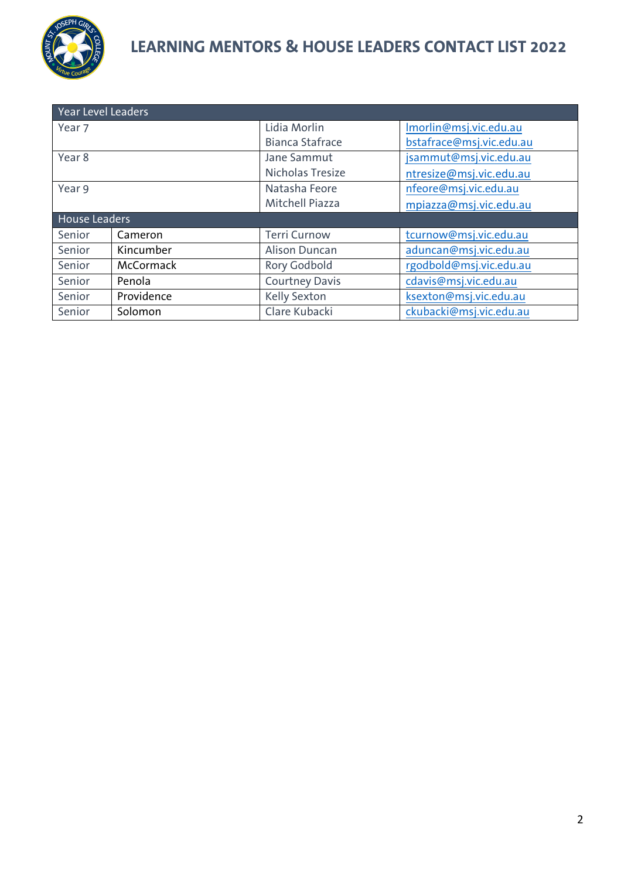# LEARNING MENTORS & HOUSE LEADERS CONTACT LIST 2022

| Year Level Leaders | | | |
|---|---|---|---|
| Year 7 | | Lidia Morlin<br>Bianca Stafrace | lmorlin@msj.vic.edu.au<br>bstafrace@msj.vic.edu.au |
| Year 8 | | Jane Sammut<br>Nicholas Tresize | jsammut@msj.vic.edu.au<br>ntresize@msj.vic.edu.au |
| Year 9 | | Natasha Feore<br>Mitchell Piazza | nfeore@msj.vic.edu.au<br>mpiazza@msj.vic.edu.au |
| **House Leaders** | | | |
| Senior | Cameron | Terri Curnow | tcurnow@msj.vic.edu.au |
| Senior | Kincumber | Alison Duncan | aduncan@msj.vic.edu.au |
| Senior | McCormack | Rory Godbold | rgodbold@msj.vic.edu.au |
| Senior | Penola | Courtney Davis | cdavis@msj.vic.edu.au |
| Senior | Providence | Kelly Sexton | ksexton@msj.vic.edu.au |
| Senior | Solomon | Clare Kubacki | ckubacki@msj.vic.edu.au |